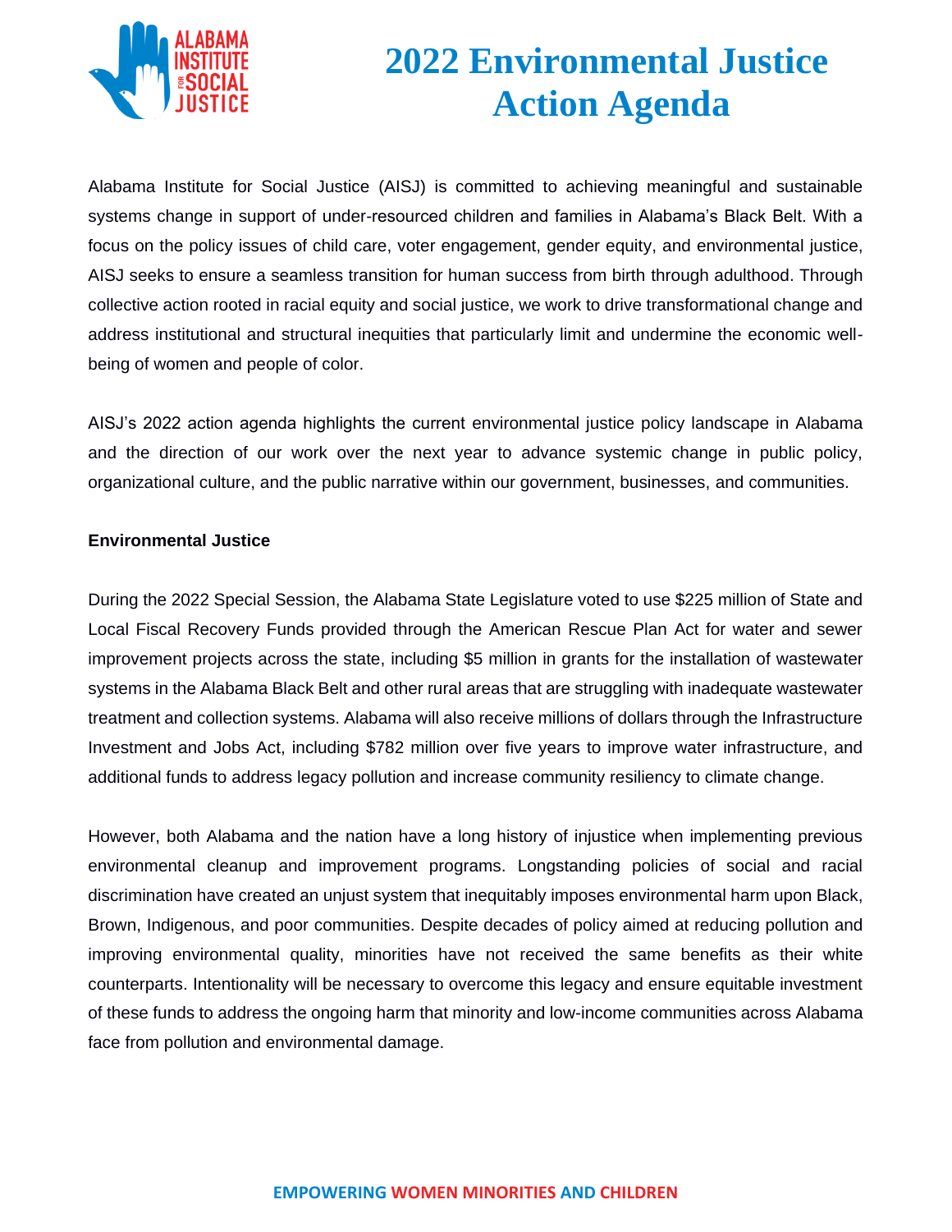# 2022 Environmental Justice Action Agenda

Alabama Institute for Social Justice (AISJ) is committed to achieving meaningful and sustainable systems change in support of under-resourced children and families in Alabama's Black Belt. With a focus on the policy issues of child care, voter engagement, gender equity, and environmental justice, AISJ seeks to ensure a seamless transition for human success from birth through adulthood. Through collective action rooted in racial equity and social justice, we work to drive transformational change and address institutional and structural inequities that particularly limit and undermine the economic well-being of women and people of color.

AISJ's 2022 action agenda highlights the current environmental justice policy landscape in Alabama and the direction of our work over the next year to advance systemic change in public policy, organizational culture, and the public narrative within our government, businesses, and communities.

**Environmental Justice**

During the 2022 Special Session, the Alabama State Legislature voted to use $225 million of State and Local Fiscal Recovery Funds provided through the American Rescue Plan Act for water and sewer improvement projects across the state, including $5 million in grants for the installation of wastewater systems in the Alabama Black Belt and other rural areas that are struggling with inadequate wastewater treatment and collection systems. Alabama will also receive millions of dollars through the Infrastructure Investment and Jobs Act, including $782 million over five years to improve water infrastructure, and additional funds to address legacy pollution and increase community resiliency to climate change.

However, both Alabama and the nation have a long history of injustice when implementing previous environmental cleanup and improvement programs. Longstanding policies of social and racial discrimination have created an unjust system that inequitably imposes environmental harm upon Black, Brown, Indigenous, and poor communities. Despite decades of policy aimed at reducing pollution and improving environmental quality, minorities have not received the same benefits as their white counterparts. Intentionality will be necessary to overcome this legacy and ensure equitable investment of these funds to address the ongoing harm that minority and low-income communities across Alabama face from pollution and environmental damage.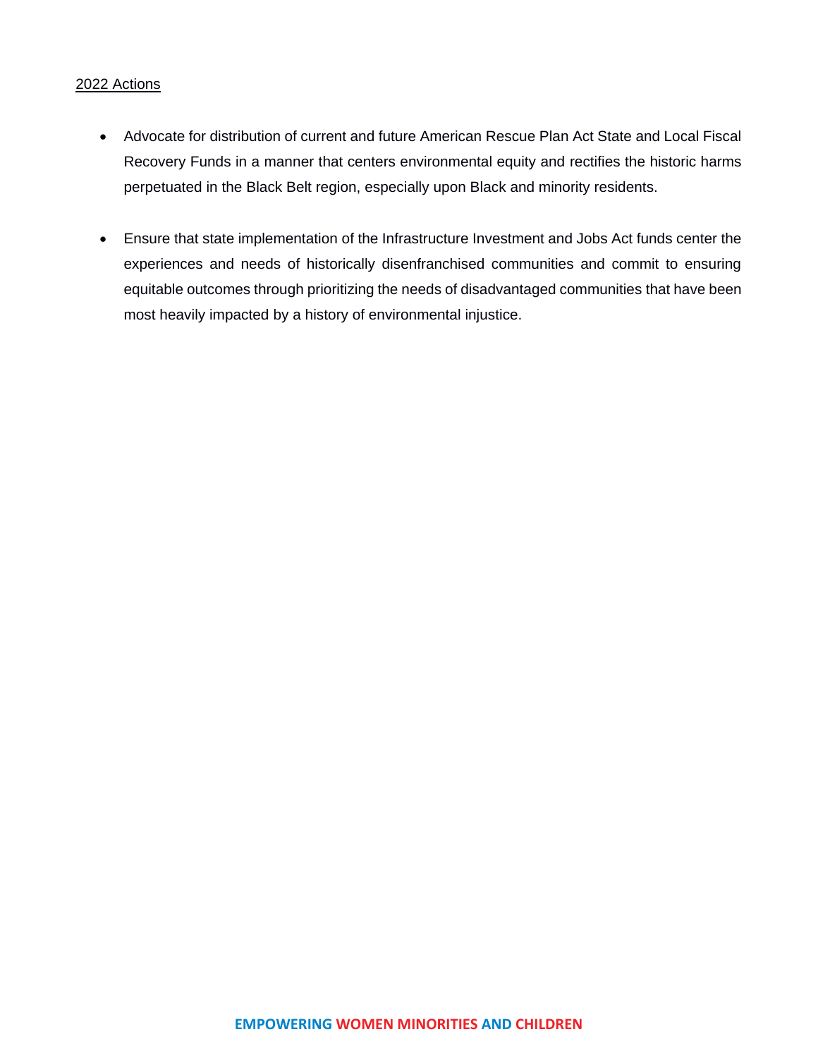2022 Actions

- Advocate for distribution of current and future American Rescue Plan Act State and Local Fiscal Recovery Funds in a manner that centers environmental equity and rectifies the historic harms perpetuated in the Black Belt region, especially upon Black and minority residents.

- Ensure that state implementation of the Infrastructure Investment and Jobs Act funds center the experiences and needs of historically disenfranchised communities and commit to ensuring equitable outcomes through prioritizing the needs of disadvantaged communities that have been most heavily impacted by a history of environmental injustice.